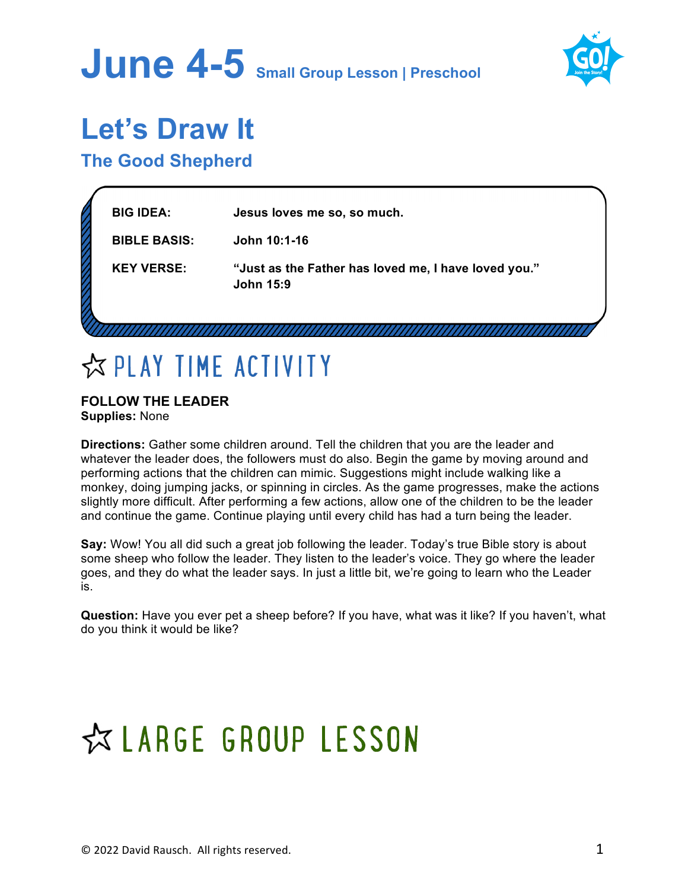# June 4-5 Small Group Lesson | Preschool

## Let's Draw It

### The Good Shepherd

| | |
|---|---|
| **BIG IDEA:** | **Jesus loves me so, so much.** |
| **BIBLE BASIS:** | **John 10:1-16** |
| **KEY VERSE:** | **"Just as the Father has loved me, I have loved you." John 15:9** |

## ☆ PLAY TIME ACTIVITY

**FOLLOW THE LEADER**
**Supplies:** None

**Directions:** Gather some children around. Tell the children that you are the leader and whatever the leader does, the followers must do also. Begin the game by moving around and performing actions that the children can mimic. Suggestions might include walking like a monkey, doing jumping jacks, or spinning in circles. As the game progresses, make the actions slightly more difficult. After performing a few actions, allow one of the children to be the leader and continue the game. Continue playing until every child has had a turn being the leader.

**Say:** Wow! You all did such a great job following the leader. Today's true Bible story is about some sheep who follow the leader. They listen to the leader's voice. They go where the leader goes, and they do what the leader says. In just a little bit, we're going to learn who the Leader is.

**Question:** Have you ever pet a sheep before? If you have, what was it like? If you haven't, what do you think it would be like?

## ☆ LARGE GROUP LESSON

© 2022 David Rausch. All rights reserved.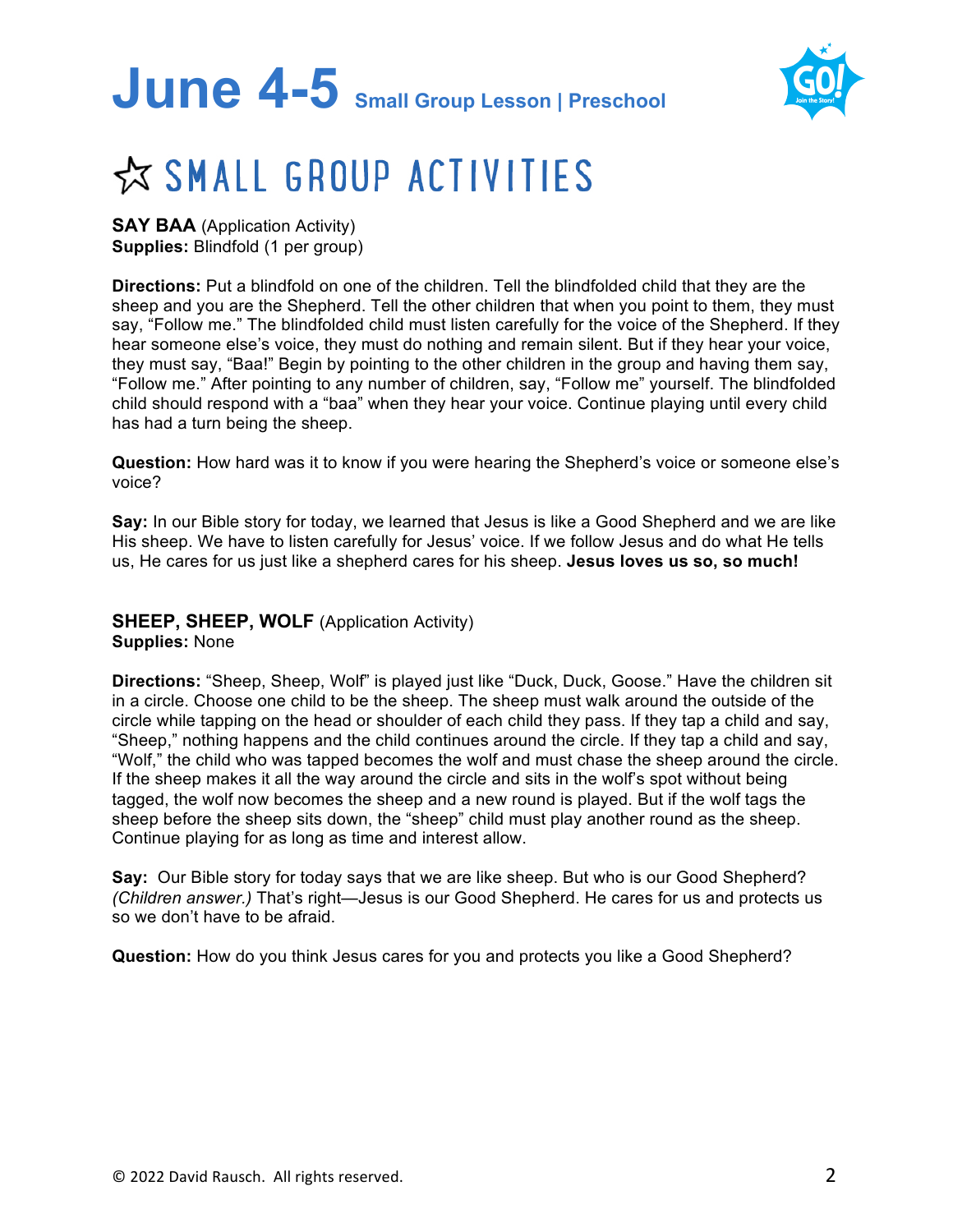# June 4-5 Small Group Lesson | Preschool

## ☆ SMALL GROUP ACTIVITIES

**SAY BAA** (Application Activity)
**Supplies:** Blindfold (1 per group)

**Directions:** Put a blindfold on one of the children. Tell the blindfolded child that they are the sheep and you are the Shepherd. Tell the other children that when you point to them, they must say, "Follow me." The blindfolded child must listen carefully for the voice of the Shepherd. If they hear someone else's voice, they must do nothing and remain silent. But if they hear your voice, they must say, "Baa!" Begin by pointing to the other children in the group and having them say, "Follow me." After pointing to any number of children, say, "Follow me" yourself. The blindfolded child should respond with a "baa" when they hear your voice. Continue playing until every child has had a turn being the sheep.

**Question:** How hard was it to know if you were hearing the Shepherd's voice or someone else's voice?

**Say:** In our Bible story for today, we learned that Jesus is like a Good Shepherd and we are like His sheep. We have to listen carefully for Jesus' voice. If we follow Jesus and do what He tells us, He cares for us just like a shepherd cares for his sheep. **Jesus loves us so, so much!**

**SHEEP, SHEEP, WOLF** (Application Activity)
**Supplies:** None

**Directions:** "Sheep, Sheep, Wolf" is played just like "Duck, Duck, Goose." Have the children sit in a circle. Choose one child to be the sheep. The sheep must walk around the outside of the circle while tapping on the head or shoulder of each child they pass. If they tap a child and say, "Sheep," nothing happens and the child continues around the circle. If they tap a child and say, "Wolf," the child who was tapped becomes the wolf and must chase the sheep around the circle. If the sheep makes it all the way around the circle and sits in the wolf's spot without being tagged, the wolf now becomes the sheep and a new round is played. But if the wolf tags the sheep before the sheep sits down, the "sheep" child must play another round as the sheep. Continue playing for as long as time and interest allow.

**Say:** Our Bible story for today says that we are like sheep. But who is our Good Shepherd? *(Children answer.)* That's right—Jesus is our Good Shepherd. He cares for us and protects us so we don't have to be afraid.

**Question:** How do you think Jesus cares for you and protects you like a Good Shepherd?

© 2022 David Rausch. All rights reserved.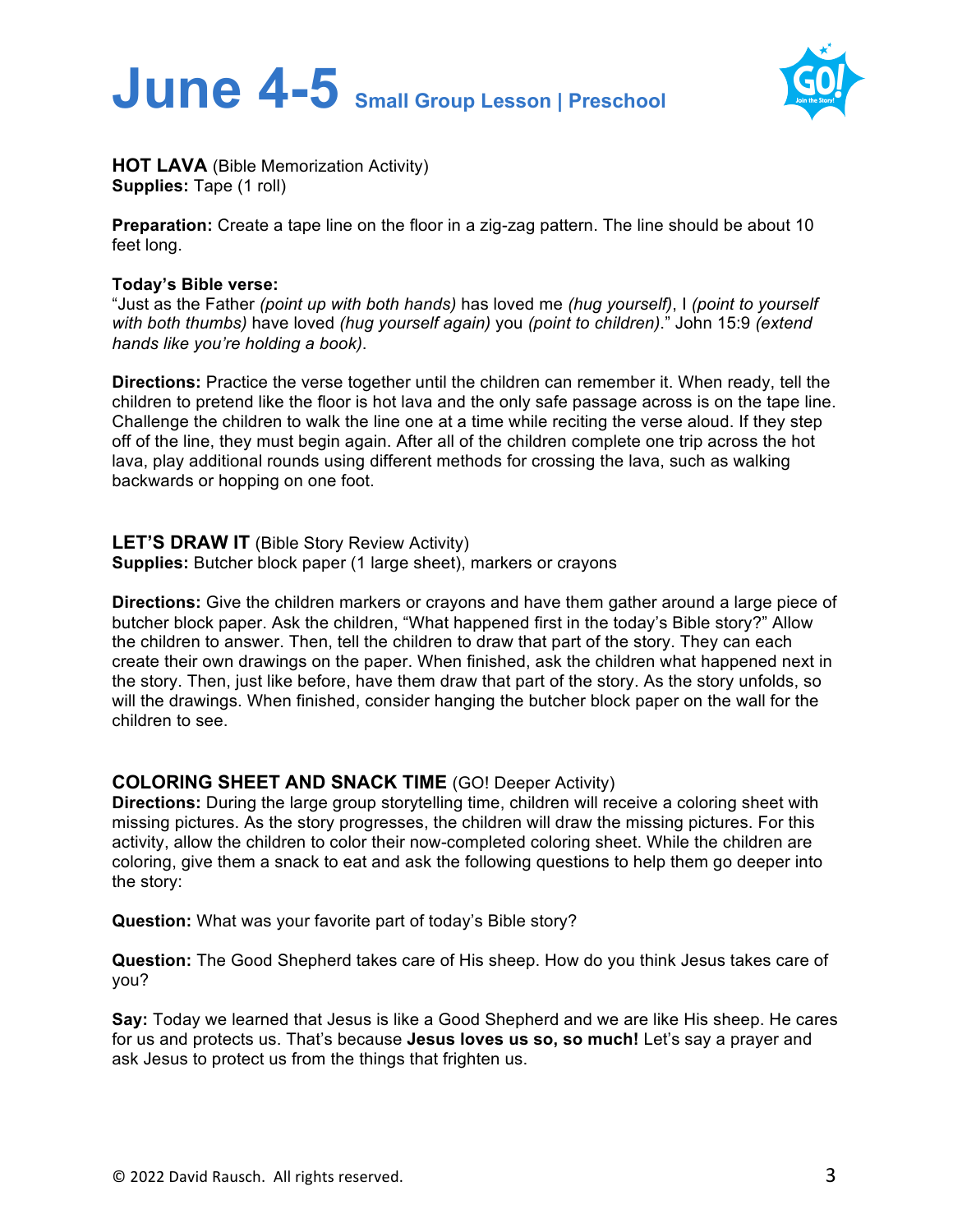# June 4-5 Small Group Lesson | Preschool

**HOT LAVA** (Bible Memorization Activity)
**Supplies:** Tape (1 roll)

**Preparation:** Create a tape line on the floor in a zig-zag pattern. The line should be about 10 feet long.

**Today's Bible verse:**
"Just as the Father *(point up with both hands)* has loved me *(hug yourself)*, I *(point to yourself with both thumbs)* have loved *(hug yourself again)* you *(point to children)*." John 15:9 *(extend hands like you're holding a book)*.

**Directions:** Practice the verse together until the children can remember it. When ready, tell the children to pretend like the floor is hot lava and the only safe passage across is on the tape line. Challenge the children to walk the line one at a time while reciting the verse aloud. If they step off of the line, they must begin again. After all of the children complete one trip across the hot lava, play additional rounds using different methods for crossing the lava, such as walking backwards or hopping on one foot.

**LET'S DRAW IT** (Bible Story Review Activity)
**Supplies:** Butcher block paper (1 large sheet), markers or crayons

**Directions:** Give the children markers or crayons and have them gather around a large piece of butcher block paper. Ask the children, "What happened first in the today's Bible story?" Allow the children to answer. Then, tell the children to draw that part of the story. They can each create their own drawings on the paper. When finished, ask the children what happened next in the story. Then, just like before, have them draw that part of the story. As the story unfolds, so will the drawings. When finished, consider hanging the butcher block paper on the wall for the children to see.

**COLORING SHEET AND SNACK TIME** (GO! Deeper Activity)
**Directions:** During the large group storytelling time, children will receive a coloring sheet with missing pictures. As the story progresses, the children will draw the missing pictures. For this activity, allow the children to color their now-completed coloring sheet. While the children are coloring, give them a snack to eat and ask the following questions to help them go deeper into the story:

**Question:** What was your favorite part of today's Bible story?

**Question:** The Good Shepherd takes care of His sheep. How do you think Jesus takes care of you?

**Say:** Today we learned that Jesus is like a Good Shepherd and we are like His sheep. He cares for us and protects us. That's because **Jesus loves us so, so much!** Let's say a prayer and ask Jesus to protect us from the things that frighten us.

© 2022 David Rausch. All rights reserved.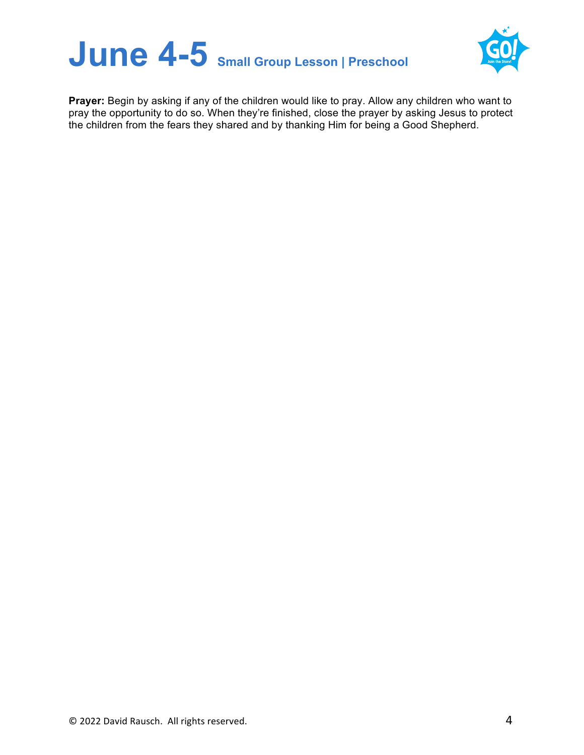**Prayer:** Begin by asking if any of the children would like to pray. Allow any children who want to pray the opportunity to do so. When they're finished, close the prayer by asking Jesus to protect the children from the fears they shared and by thanking Him for being a Good Shepherd.